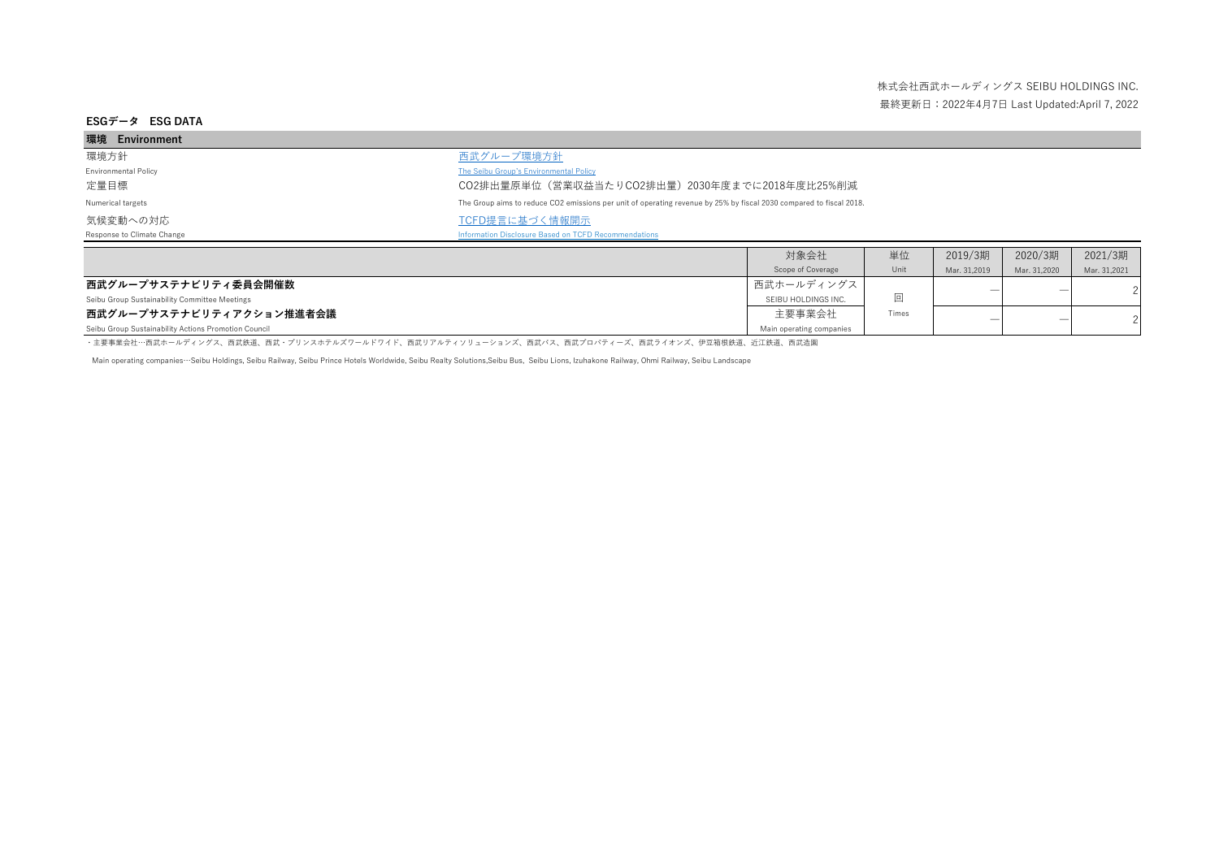株式会社西武ホールディングス SEIBU HOLDINGS INC.

最終更新日：2022年4月7日 Last Updated:April 7, 2022

# ESGデータ　ESG DATA

## 環境　Environment

| | |
|---|---|
| 環境方針<br>Environmental Policy | 西武グループ環境方針<br>The Seibu Group's Environmental Policy |
| 定量目標<br>Numerical targets | $CO_2$排出量原単位（営業収益当たり$CO_2$排出量）2030年度までに2018年度比25%削減<br>The Group aims to reduce $CO_2$ emissions per unit of operating revenue by 25% by fiscal 2030 compared to fiscal 2018. |
| 気候変動への対応<br>Response to Climate Change | TCFD提言に基づく情報開示<br>Information Disclosure Based on TCFD Recommendations |

| | 対象会社<br>Scope of Coverage | 単位<br>Unit | 2019/3期<br>Mar. 31,2019 | 2020/3期<br>Mar. 31,2020 | 2021/3期<br>Mar. 31,2021 |
|---|---|---|---|---|---|
| **西武グループサステナビリティ委員会開催数**<br>Seibu Group Sustainability Committee Meetings | 西武ホールディングス<br>SEIBU HOLDINGS INC. | 回<br>Times | — | — | 2 |
| **西武グループサステナビリティアクション推進者会議**<br>Seibu Group Sustainability Actions Promotion Council | 主要事業会社<br>Main operating companies | 回<br>Times | — | — | 2 |

・主要事業会社…西武ホールディングス、西武鉄道、西武・プリンスホテルズワールドワイド、西武リアルティソリューションズ、西武バス、西武プロパティーズ、西武ライオンズ、伊豆箱根鉄道、近江鉄道、西武造園

Main operating companies…Seibu Holdings, Seibu Railway, Seibu Prince Hotels Worldwide, Seibu Realty Solutions,Seibu Bus, Seibu Lions, Izuhakone Railway, Ohmi Railway, Seibu Landscape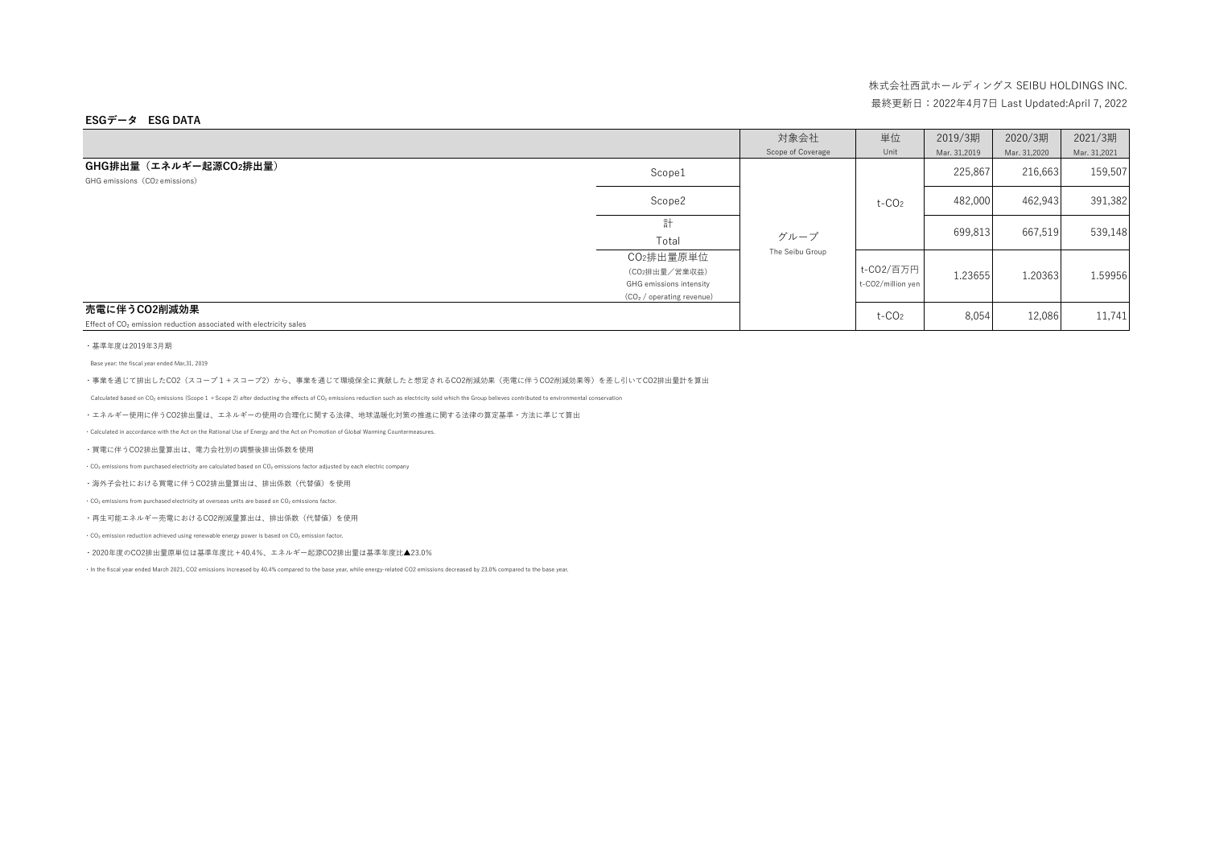株式会社西武ホールディングス SEIBU HOLDINGS INC.

最終更新日：2022年4月7日 Last Updated:April 7, 2022

## ESGデータ　ESG DATA

| | | 対象会社 Scope of Coverage | 単位 Unit | 2019/3期 Mar. 31,2019 | 2020/3期 Mar. 31,2020 | 2021/3期 Mar. 31,2021 |
|---|---|---|---|---|---|---|
| **GHG排出量（エネルギー起源$CO_2$排出量）** GHG emissions（$CO_2$ emissions） | Scope1 | グループ The Seibu Group | $t\text{-}CO_2$ | 225,867 | 216,663 | 159,507 |
| | Scope2 | | | 482,000 | 462,943 | 391,382 |
| | 計 Total | | | 699,813 | 667,519 | 539,148 |
| | $CO_2$排出量原単位（$CO_2$排出量／営業収益） GHG emissions intensity（$CO_2$ / operating revenue） | | t-CO2/百万円 t-CO2/million yen | 1.23655 | 1.20363 | 1.59956 |
| **売電に伴うCO2削減効果** Effect of $CO_2$ emission reduction associated with electricity sales | | | $t\text{-}CO_2$ | 8,054 | 12,086 | 11,741 |

・基準年度は2019年3月期

Base year: the fiscal year ended Mar,31, 2019

・事業を通じて排出したCO2（スコープ１＋スコープ2）から、事業を通じて環境保全に貢献したと想定されるCO2削減効果（売電に伴うCO2削減効果等）を差し引いてCO2排出量計を算出

Calculated based on $CO_2$ emissions (Scope 1 ＋Scope 2) after deducting the effects of $CO_2$ emissions reduction such as electricity sold which the Group believes contributed to environmental conservation

・エネルギー使用に伴うCO2排出量は、エネルギーの使用の合理化に関する法律、地球温暖化対策の推進に関する法律の算定基準・方法に準じて算出

・Calculated in accordance with the Act on the Rational Use of Energy and the Act on Promotion of Global Warming Countermeasures.

・買電に伴うCO2排出量算出は、電力会社別の調整後排出係数を使用

・$CO_2$ emissions from purchased electricity are calculated based on $CO_2$ emissions factor adjusted by each electric company

・海外子会社における買電に伴うCO2排出量算出は、排出係数（代替値）を使用

・$CO_2$ emissions from purchased electricity at overseas units are based on $CO_2$ emissions factor.

・再生可能エネルギー売電におけるCO2削減量算出は、排出係数（代替値）を使用

・$CO_2$ emission reduction achieved using renewable energy power is based on $CO_2$ emission factor.

・2020年度のCO2排出量原単位は基準年度比＋40.4%、エネルギー起源CO2排出量は基準年度比▲23.0%

・In the fiscal year ended March 2021, CO2 emissions increased by 40.4% compared to the base year, while energy-related CO2 emissions decreased by 23.0% compared to the base year.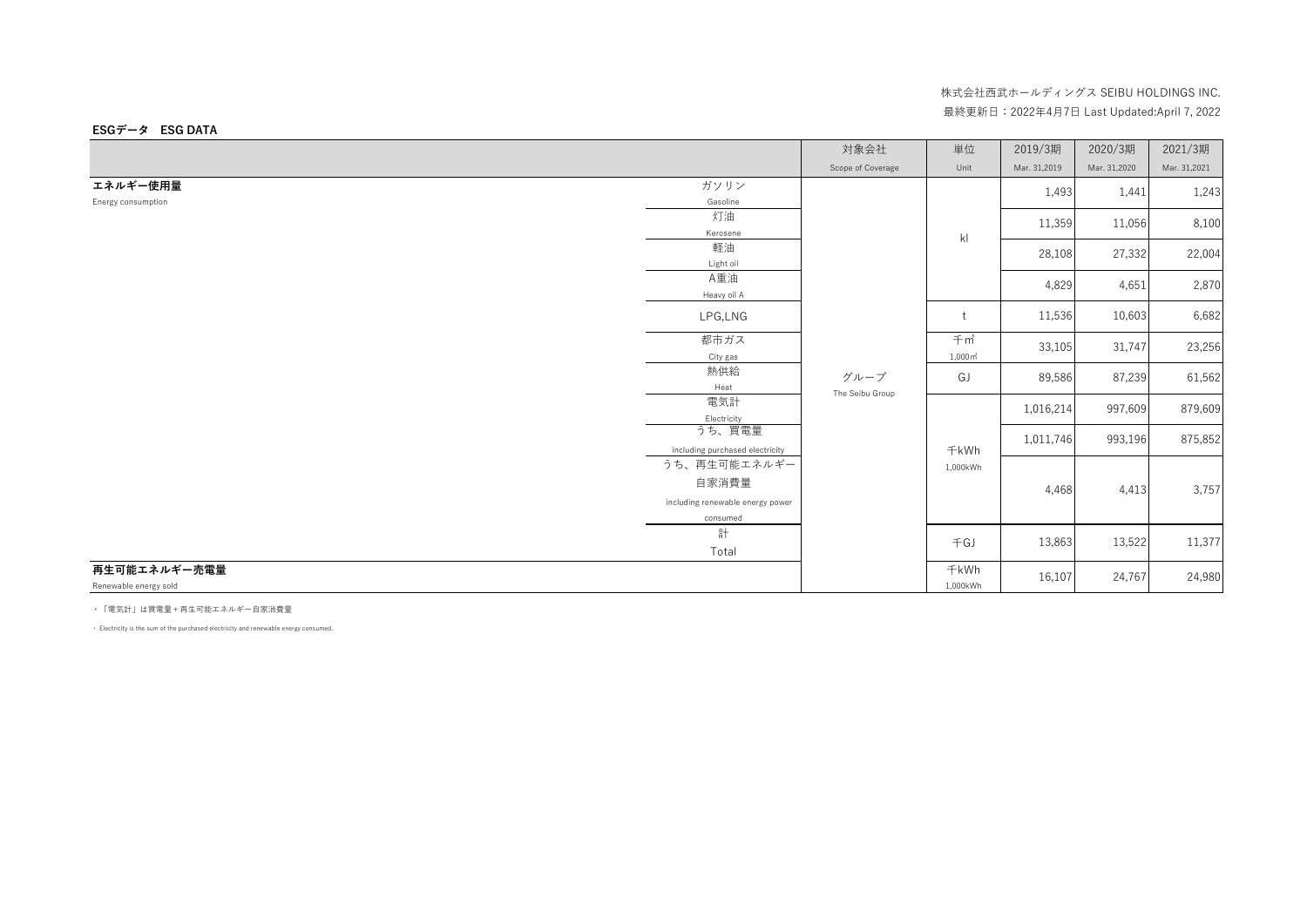株式会社西武ホールディングス SEIBU HOLDINGS INC.

最終更新日：2022年4月7日 Last Updated:April 7, 2022

**ESGデータ　ESG DATA**

| | | 対象会社 Scope of Coverage | 単位 Unit | 2019/3期 Mar. 31,2019 | 2020/3期 Mar. 31,2020 | 2021/3期 Mar. 31,2021 |
|---|---|---|---|---|---|---|
| **エネルギー使用量** Energy consumption | ガソリン Gasoline | グループ The Seibu Group | kl | 1,493 | 1,441 | 1,243 |
| | 灯油 Kerosene | | kl | 11,359 | 11,056 | 8,100 |
| | 軽油 Light oil | | kl | 28,108 | 27,332 | 22,004 |
| | A重油 Heavy oil A | | kl | 4,829 | 4,651 | 2,870 |
| | LPG,LNG | | t | 11,536 | 10,603 | 6,682 |
| | 都市ガス City gas | | 千㎥ 1,000㎥ | 33,105 | 31,747 | 23,256 |
| | 熱供給 Heat | | GJ | 89,586 | 87,239 | 61,562 |
| | 電気計 Electricity | | 千kWh 1,000kWh | 1,016,214 | 997,609 | 879,609 |
| | うち、買電量 including purchased electricity | | 千kWh 1,000kWh | 1,011,746 | 993,196 | 875,852 |
| | うち、再生可能エネルギー自家消費量 including renewable energy power consumed | | 千kWh 1,000kWh | 4,468 | 4,413 | 3,757 |
| | 計 Total | | 千GJ | 13,863 | 13,522 | 11,377 |
| **再生可能エネルギー売電量** Renewable energy sold | | | 千kWh 1,000kWh | 16,107 | 24,767 | 24,980 |

・「電気計」は買電量＋再生可能エネルギー自家消費量

・ Electricity is the sum of the purchased electricity and renewable energy consumed.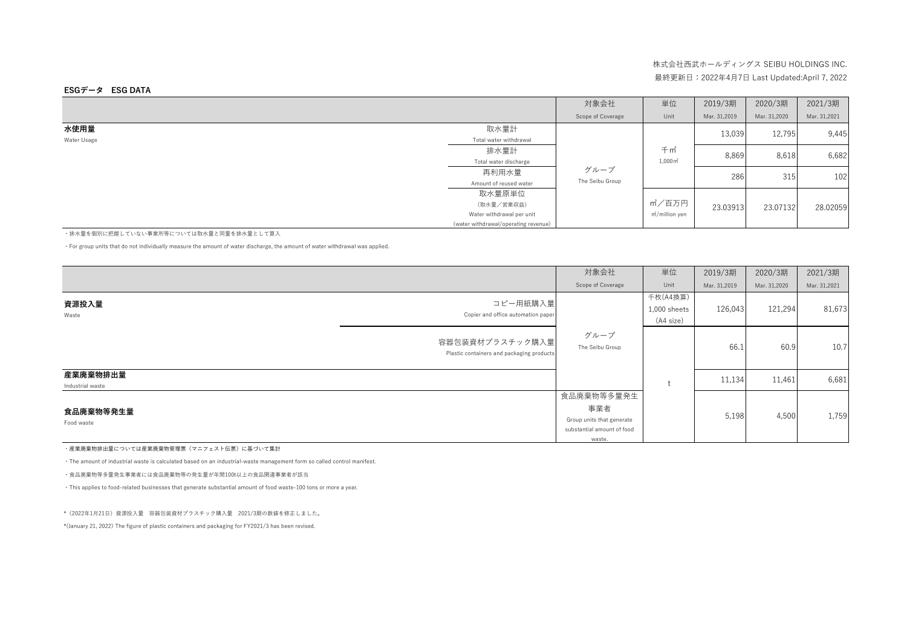株式会社西武ホールディングス SEIBU HOLDINGS INC.

最終更新日：2022年4月7日 Last Updated:April 7, 2022

**ESGデータ　ESG DATA**

| | | 対象会社<br>Scope of Coverage | 単位<br>Unit | 2019/3期<br>Mar. 31,2019 | 2020/3期<br>Mar. 31,2020 | 2021/3期<br>Mar. 31,2021 |
|---|---|---|---|---|---|---|
| **水使用量**<br>Water Usage | 取水量計<br>Total water withdrawal | グループ<br>The Seibu Group | 千㎥<br>1,000㎥ | 13,039 | 12,795 | 9,445 |
| | 排水量計<br>Total water discharge | | | 8,869 | 8,618 | 6,682 |
| | 再利用水量<br>Amount of reused water | | | 286 | 315 | 102 |
| | 取水量原単位<br>（取水量／営業収益）<br>Water withdrawal per unit<br>(water withdrawal/operating revenue) | | ㎥／百万円<br>㎥/million yen | 23.03913 | 23.07132 | 28.02059 |

・排水量を個別に把握していない事業所等については取水量と同量を排水量として算入

・For group units that do not individually measure the amount of water discharge, the amount of water withdrawal was applied.

| | | 対象会社<br>Scope of Coverage | 単位<br>Unit | 2019/3期<br>Mar. 31,2019 | 2020/3期<br>Mar. 31,2020 | 2021/3期<br>Mar. 31,2021 |
|---|---|---|---|---|---|---|
| **資源投入量**<br>Waste | コピー用紙購入量<br>Copier and office automation paper | グループ<br>The Seibu Group | 千枚(A4換算)<br>1,000 sheets<br>(A4 size) | 126,043 | 121,294 | 81,673 |
| | 容器包装資材プラスチック購入量<br>Plastic containers and packaging products | | t | 66.1 | 60.9 | 10.7 |
| **産業廃棄物排出量**<br>Industrial waste | | | | 11,134 | 11,461 | 6,681 |
| **食品廃棄物等発生量**<br>Food waste | | 食品廃棄物等多量発生事業者<br>Group units that generate substantial amount of food waste. | | 5,198 | 4,500 | 1,759 |

・産業廃棄物排出量については産業廃棄物管理票（マニフェスト伝票）に基づいて集計

・The amount of industrial waste is calculated based on an industrial-waste management form so called control manifest.

・食品廃棄物等多量発生事業者には食品廃棄物等の発生量が年間100t以上の食品関連事業者が該当

・This applies to food-related businesses that generate substantial amount of food waste-100 tons or more a year.

*（2022年1月21日）資源投入量　容器包装資材プラスチック購入量　2021/3期の数値を修正しました。

*(January 21, 2022) The figure of plastic containers and packaging for FY2021/3 has been revised.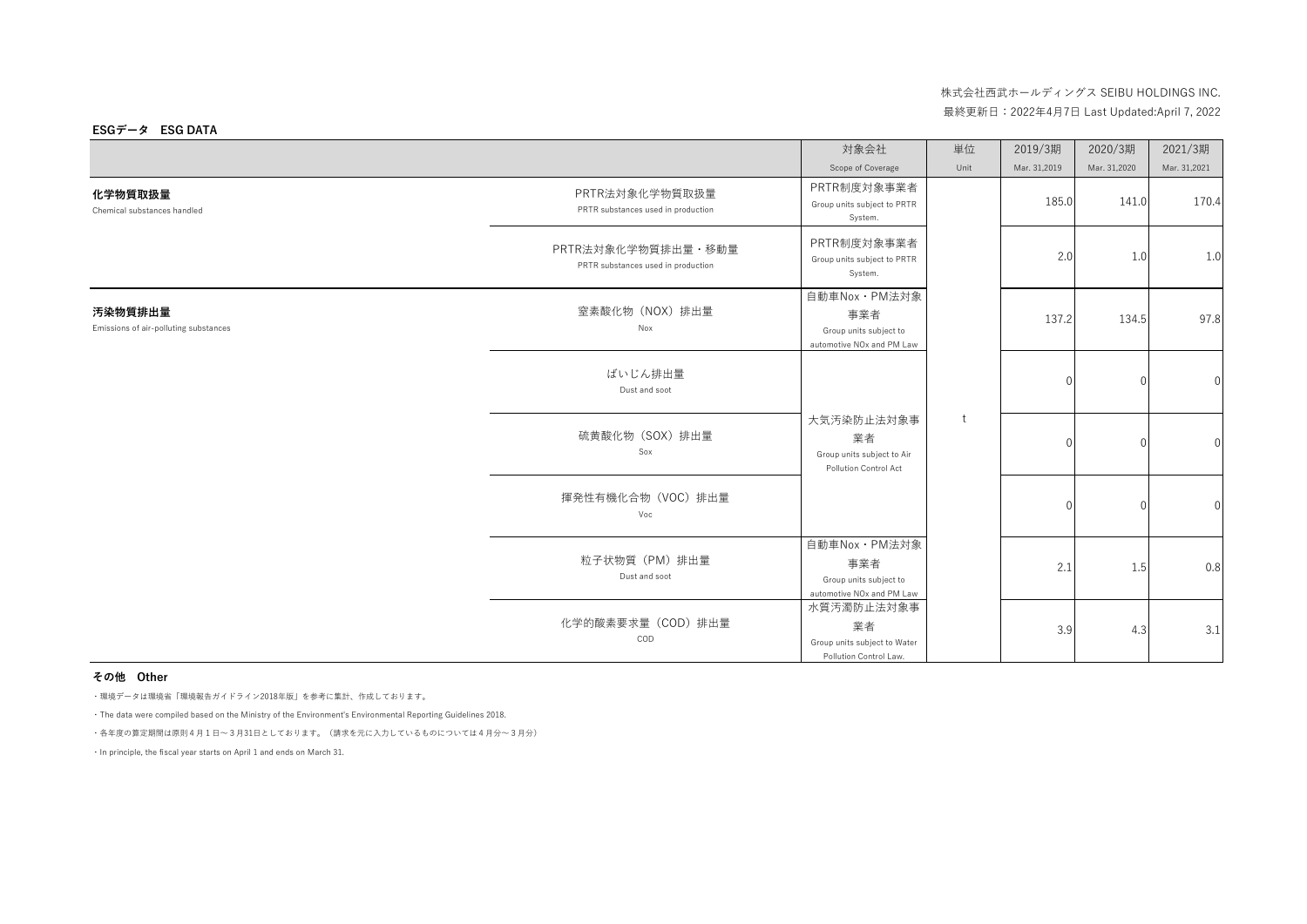株式会社西武ホールディングス SEIBU HOLDINGS INC.

最終更新日：2022年4月7日 Last Updated:April 7, 2022

**ESGデータ　ESG DATA**

| | | 対象会社 Scope of Coverage | 単位 Unit | 2019/3期 Mar. 31,2019 | 2020/3期 Mar. 31,2020 | 2021/3期 Mar. 31,2021 |
|---|---|---|---|---|---|---|
| **化学物質取扱量** Chemical substances handled | PRTR法対象化学物質取扱量 PRTR substances used in production | PRTR制度対象事業者 Group units subject to PRTR System. | t | 185.0 | 141.0 | 170.4 |
| | PRTR法対象化学物質排出量・移動量 PRTR substances used in production | PRTR制度対象事業者 Group units subject to PRTR System. | t | 2.0 | 1.0 | 1.0 |
| **汚染物質排出量** Emissions of air-polluting substances | 窒素酸化物（NOX）排出量 Nox | 自動車Nox・PM法対象事業者 Group units subject to automotive NOx and PM Law | t | 137.2 | 134.5 | 97.8 |
| | ばいじん排出量 Dust and soot | 大気汚染防止法対象事業者 Group units subject to Air Pollution Control Act | t | 0 | 0 | 0 |
| | 硫黄酸化物（SOX）排出量 Sox | 大気汚染防止法対象事業者 Group units subject to Air Pollution Control Act | t | 0 | 0 | 0 |
| | 揮発性有機化合物（VOC）排出量 Voc | 大気汚染防止法対象事業者 Group units subject to Air Pollution Control Act | t | 0 | 0 | 0 |
| | 粒子状物質（PM）排出量 Dust and soot | 自動車Nox・PM法対象事業者 Group units subject to automotive NOx and PM Law | t | 2.1 | 1.5 | 0.8 |
| | 化学的酸素要求量（COD）排出量 COD | 水質汚濁防止法対象事業者 Group units subject to Water Pollution Control Law. | t | 3.9 | 4.3 | 3.1 |

**その他　Other**

・環境データは環境省「環境報告ガイドライン2018年版」を参考に集計、作成しております。

・The data were compiled based on the Ministry of the Environment's Environmental Reporting Guidelines 2018.

・各年度の算定期間は原則４月１日～３月31日としております。（請求を元に入力しているものについては４月分～３月分）

・In principle, the fiscal year starts on April 1 and ends on March 31.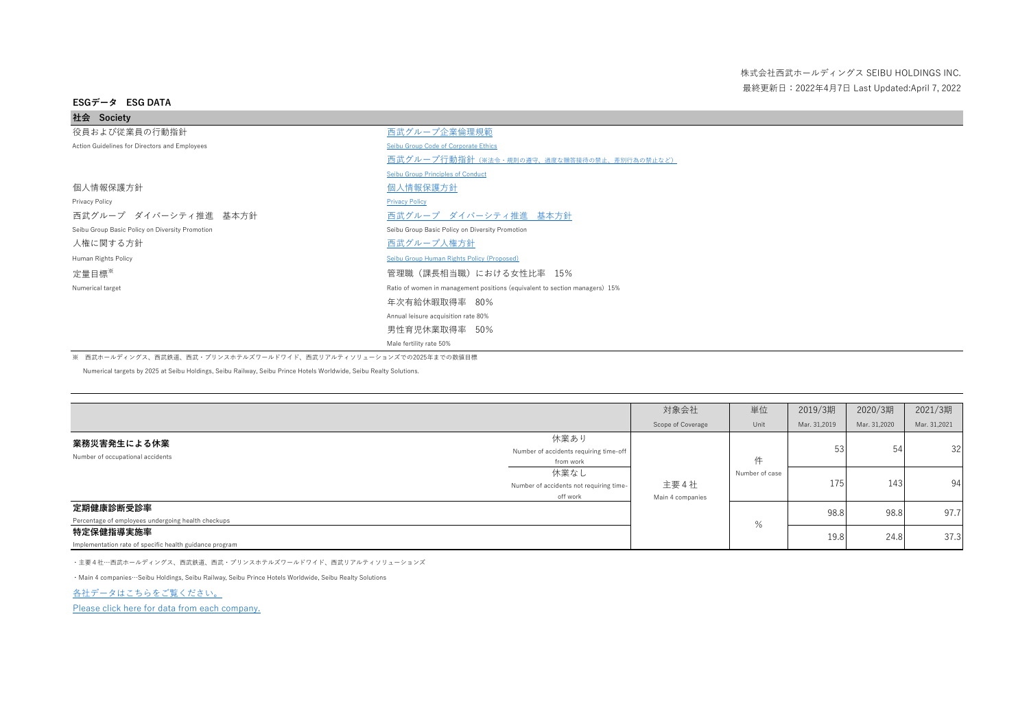株式会社西武ホールディングス SEIBU HOLDINGS INC.
最終更新日：2022年4月7日 Last Updated:April 7, 2022

## ESGデータ　ESG DATA

### 社会　Society

| | |
|---|---|
| 役員および従業員の行動指針<br>Action Guidelines for Directors and Employees | 西武グループ企業倫理規範<br>Seibu Group Code of Corporate Ethics |
| | 西武グループ行動指針（※法令・規則の遵守、過度な贈答接待の禁止、差別行為の禁止など）<br>Seibu Group Principles of Conduct |
| 個人情報保護方針<br>Privacy Policy | 個人情報保護方針<br>Privacy Policy |
| 西武グループ　ダイバーシティ推進　基本方針<br>Seibu Group Basic Policy on Diversity Promotion | 西武グループ　ダイバーシティ推進　基本方針<br>Seibu Group Basic Policy on Diversity Promotion |
| 人権に関する方針<br>Human Rights Policy | 西武グループ人権方針<br>Seibu Group Human Rights Policy (Proposed) |
| 定量目標※<br>Numerical target | 管理職（課長相当職）における女性比率　15%<br>Ratio of women in management positions (equivalent to section managers) 15% |
| | 年次有給休暇取得率　80%<br>Annual leisure acquisition rate 80% |
| | 男性育児休業取得率　50%<br>Male fertility rate 50% |

※　西武ホールディングス、西武鉄道、西武・プリンスホテルズワールドワイド、西武リアルティソリューションズでの2025年までの数値目標

Numerical targets by 2025 at Seibu Holdings, Seibu Railway, Seibu Prince Hotels Worldwide, Seibu Realty Solutions.

| | | 対象会社<br>Scope of Coverage | 単位<br>Unit | 2019/3期<br>Mar. 31,2019 | 2020/3期<br>Mar. 31,2020 | 2021/3期<br>Mar. 31,2021 |
|---|---|---|---|---|---|---|
| **業務災害発生による休業**<br>Number of occupational accidents | 休業あり<br>Number of accidents requiring time-off from work | 主要４社<br>Main 4 companies | 件<br>Number of case | 53 | 54 | 32 |
| | 休業なし<br>Number of accidents not requiring time-off work | | | 175 | 143 | 94 |
| **定期健康診断受診率**<br>Percentage of employees undergoing health checkups | | | % | 98.8 | 98.8 | 97.7 |
| **特定保健指導実施率**<br>Implementation rate of specific health guidance program | | | | 19.8 | 24.8 | 37.3 |

・主要４社…西武ホールディングス、西武鉄道、西武・プリンスホテルズワールドワイド、西武リアルティソリューションズ

・Main 4 companies…Seibu Holdings, Seibu Railway, Seibu Prince Hotels Worldwide, Seibu Realty Solutions

各社データはこちらをご覧ください。

Please click here for data from each company.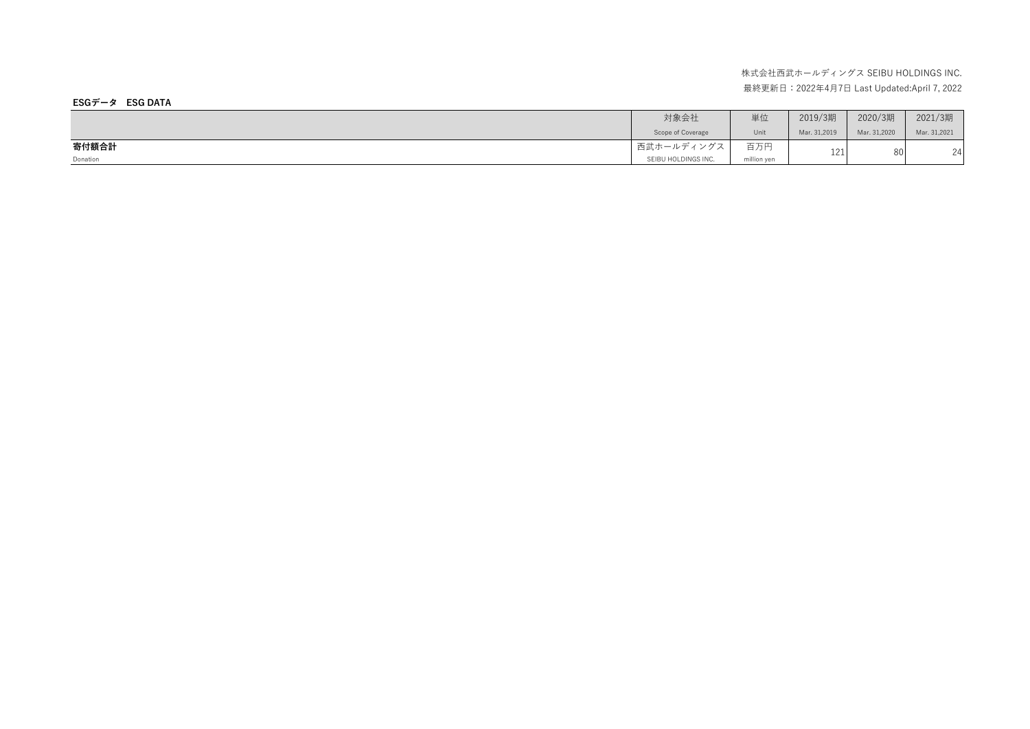株式会社西武ホールディングス SEIBU HOLDINGS INC.

最終更新日：2022年4月7日 Last Updated:April 7, 2022

**ESGデータ　ESG DATA**

| | 対象会社 Scope of Coverage | 単位 Unit | 2019/3期 Mar. 31,2019 | 2020/3期 Mar. 31,2020 | 2021/3期 Mar. 31,2021 |
|---|---|---|---|---|---|
| **寄付額合計** Donation | 西武ホールディングス SEIBU HOLDINGS INC. | 百万円 million yen | 121 | 80 | 24 |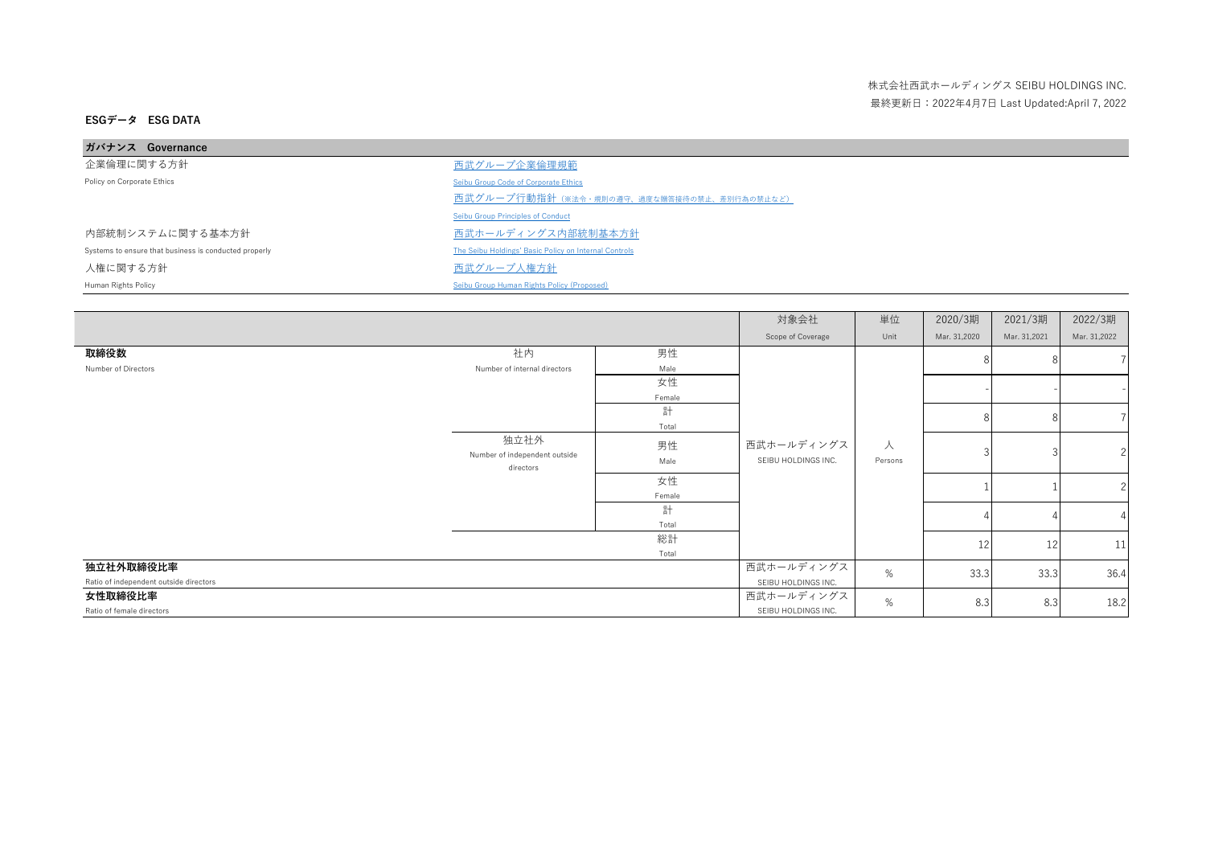株式会社西武ホールディングス SEIBU HOLDINGS INC.
最終更新日：2022年4月7日 Last Updated:April 7, 2022

## ESGデータ　ESG DATA

### ガバナンス　Governance

| | |
|---|---|
| 企業倫理に関する方針<br>Policy on Corporate Ethics | 西武グループ企業倫理規範<br>Seibu Group Code of Corporate Ethics<br>西武グループ行動指針（※法令・規則の遵守、過度な贈答接待の禁止、差別行為の禁止など）<br>Seibu Group Principles of Conduct |
| 内部統制システムに関する基本方針<br>Systems to ensure that business is conducted properly | 西武ホールディングス内部統制基本方針<br>The Seibu Holdings' Basic Policy on Internal Controls |
| 人権に関する方針<br>Human Rights Policy | 西武グループ人権方針<br>Seibu Group Human Rights Policy (Proposed) |

| | | | 対象会社<br>Scope of Coverage | 単位<br>Unit | 2020/3期<br>Mar. 31,2020 | 2021/3期<br>Mar. 31,2021 | 2022/3期<br>Mar. 31,2022 |
|---|---|---|---|---|---|---|---|
| **取締役数**<br>Number of Directors | 社内<br>Number of internal directors | 男性<br>Male | 西武ホールディングス<br>SEIBU HOLDINGS INC. | 人<br>Persons | 8 | 8 | 7 |
| | | 女性<br>Female | | | - | - | - |
| | | 計<br>Total | | | 8 | 8 | 7 |
| | 独立社外<br>Number of independent outside directors | 男性<br>Male | | | 3 | 3 | 2 |
| | | 女性<br>Female | | | 1 | 1 | 2 |
| | | 計<br>Total | | | 4 | 4 | 4 |
| | 総計<br>Total | | | | 12 | 12 | 11 |
| **独立社外取締役比率**<br>Ratio of independent outside directors | | | 西武ホールディングス<br>SEIBU HOLDINGS INC. | % | 33.3 | 33.3 | 36.4 |
| **女性取締役比率**<br>Ratio of female directors | | | 西武ホールディングス<br>SEIBU HOLDINGS INC. | % | 8.3 | 8.3 | 18.2 |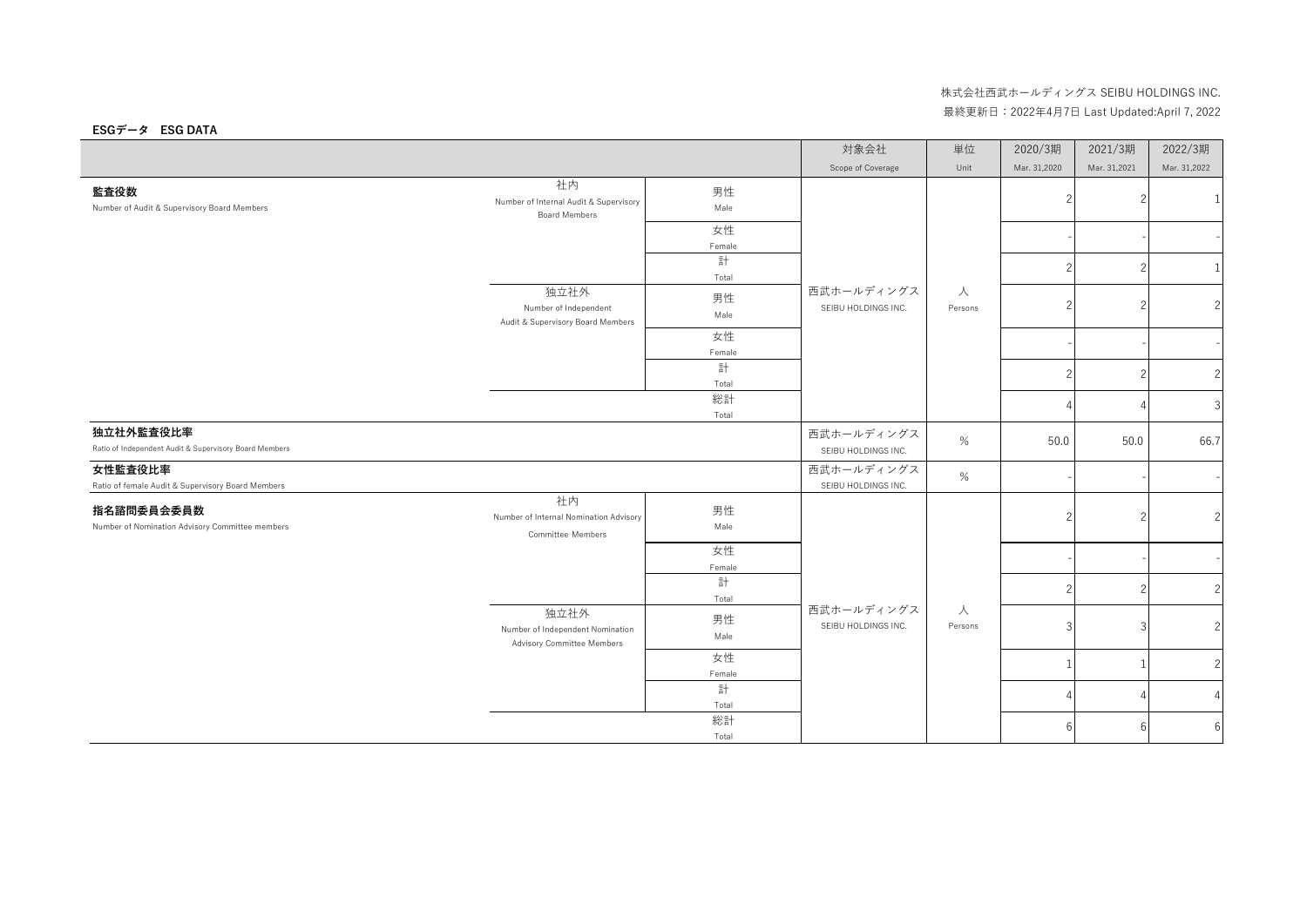株式会社西武ホールディングス SEIBU HOLDINGS INC.
最終更新日：2022年4月7日 Last Updated:April 7, 2022

## ESGデータ　ESG DATA

| | | | 対象会社<br>Scope of Coverage | 単位<br>Unit | 2020/3期<br>Mar. 31,2020 | 2021/3期<br>Mar. 31,2021 | 2022/3期<br>Mar. 31,2022 |
|---|---|---|---|---|---|---|---|
| **監査役数**<br>Number of Audit & Supervisory Board Members | 社内<br>Number of Internal Audit & Supervisory Board Members | 男性<br>Male | 西武ホールディングス<br>SEIBU HOLDINGS INC. | 人<br>Persons | 2 | 2 | 1 |
| | | 女性<br>Female | | | - | - | - |
| | | 計<br>Total | | | 2 | 2 | 1 |
| | 独立社外<br>Number of Independent Audit & Supervisory Board Members | 男性<br>Male | | | 2 | 2 | 2 |
| | | 女性<br>Female | | | - | - | - |
| | | 計<br>Total | | | 2 | 2 | 2 |
| | | 総計<br>Total | | | 4 | 4 | 3 |
| **独立社外監査役比率**<br>Ratio of Independent Audit & Supervisory Board Members | | | 西武ホールディングス<br>SEIBU HOLDINGS INC. | % | 50.0 | 50.0 | 66.7 |
| **女性監査役比率**<br>Ratio of female Audit & Supervisory Board Members | | | 西武ホールディングス<br>SEIBU HOLDINGS INC. | % | - | - | - |
| **指名諮問委員会委員数**<br>Number of Nomination Advisory Committee members | 社内<br>Number of Internal Nomination Advisory Committee Members | 男性<br>Male | 西武ホールディングス<br>SEIBU HOLDINGS INC. | 人<br>Persons | 2 | 2 | 2 |
| | | 女性<br>Female | | | - | - | - |
| | | 計<br>Total | | | 2 | 2 | 2 |
| | 独立社外<br>Number of Independent Nomination Advisory Committee Members | 男性<br>Male | | | 3 | 3 | 2 |
| | | 女性<br>Female | | | 1 | 1 | 2 |
| | | 計<br>Total | | | 4 | 4 | 4 |
| | | 総計<br>Total | | | 6 | 6 | 6 |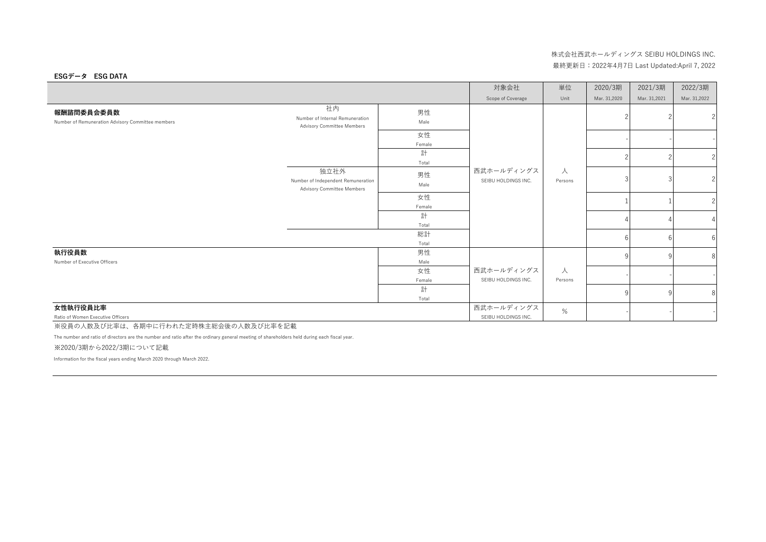株式会社西武ホールディングス SEIBU HOLDINGS INC.

最終更新日：2022年4月7日 Last Updated:April 7, 2022

**ESGデータ　ESG DATA**

| | | | 対象会社<br>Scope of Coverage | 単位<br>Unit | 2020/3期<br>Mar. 31,2020 | 2021/3期<br>Mar. 31,2021 | 2022/3期<br>Mar. 31,2022 |
|---|---|---|---|---|---|---|---|
| **報酬諮問委員会委員数**<br>Number of Remuneration Advisory Committee members | 社内<br>Number of Internal Remuneration Advisory Committee Members | 男性<br>Male | 西武ホールディングス<br>SEIBU HOLDINGS INC. | 人<br>Persons | 2 | 2 | 2 |
| | | 女性<br>Female | | | - | - | - |
| | | 計<br>Total | | | 2 | 2 | 2 |
| | 独立社外<br>Number of Independent Remuneration Advisory Committee Members | 男性<br>Male | | | 3 | 3 | 2 |
| | | 女性<br>Female | | | 1 | 1 | 2 |
| | | 計<br>Total | | | 4 | 4 | 4 |
| | | 総計<br>Total | | | 6 | 6 | 6 |
| **執行役員数**<br>Number of Executive Officers | | 男性<br>Male | 西武ホールディングス<br>SEIBU HOLDINGS INC. | 人<br>Persons | 9 | 9 | 8 |
| | | 女性<br>Female | | | - | - | - |
| | | 計<br>Total | | | 9 | 9 | 8 |
| **女性執行役員比率**<br>Ratio of Women Executive Officers | | | 西武ホールディングス<br>SEIBU HOLDINGS INC. | % | - | - | - |

※役員の人数及び比率は、各期中に行われた定時株主総会後の人数及び比率を記載

The number and ratio of directors are the number and ratio after the ordinary general meeting of shareholders held during each fiscal year.

※2020/3期から2022/3期について記載

Information for the fiscal years ending March 2020 through March 2022.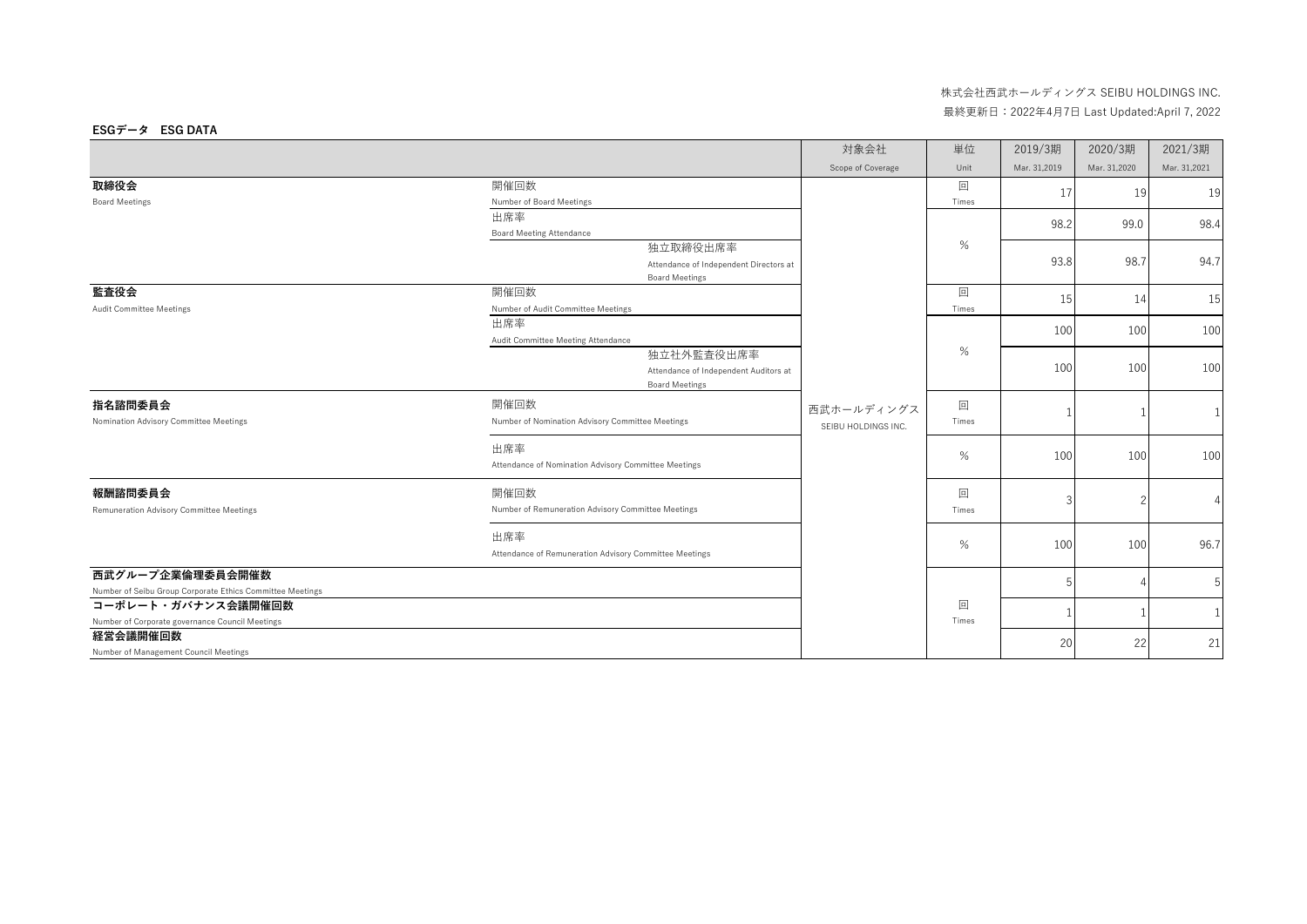株式会社西武ホールディングス SEIBU HOLDINGS INC.

最終更新日：2022年4月7日 Last Updated:April 7, 2022

## ESGデータ ESG DATA

| | | | 対象会社<br>Scope of Coverage | 単位<br>Unit | 2019/3期<br>Mar. 31,2019 | 2020/3期<br>Mar. 31,2020 | 2021/3期<br>Mar. 31,2021 |
|---|---|---|---|---|---|---|---|
| **取締役会**<br>Board Meetings | 開催回数<br>Number of Board Meetings | | 西武ホールディングス<br>SEIBU HOLDINGS INC. | 回<br>Times | 17 | 19 | 19 |
| | 出席率<br>Board Meeting Attendance | | | % | 98.2 | 99.0 | 98.4 |
| | | 独立取締役出席率<br>Attendance of Independent Directors at Board Meetings | | % | 93.8 | 98.7 | 94.7 |
| **監査役会**<br>Audit Committee Meetings | 開催回数<br>Number of Audit Committee Meetings | | | 回<br>Times | 15 | 14 | 15 |
| | 出席率<br>Audit Committee Meeting Attendance | | | % | 100 | 100 | 100 |
| | | 独立社外監査役出席率<br>Attendance of Independent Auditors at Board Meetings | | % | 100 | 100 | 100 |
| **指名諮問委員会**<br>Nomination Advisory Committee Meetings | 開催回数<br>Number of Nomination Advisory Committee Meetings | | | 回<br>Times | 1 | 1 | 1 |
| | 出席率<br>Attendance of Nomination Advisory Committee Meetings | | | % | 100 | 100 | 100 |
| **報酬諮問委員会**<br>Remuneration Advisory Committee Meetings | 開催回数<br>Number of Remuneration Advisory Committee Meetings | | | 回<br>Times | 3 | 2 | 4 |
| | 出席率<br>Attendance of Remuneration Advisory Committee Meetings | | | % | 100 | 100 | 96.7 |
| **西武グループ企業倫理委員会開催数**<br>Number of Seibu Group Corporate Ethics Committee Meetings | | | | 回<br>Times | 5 | 4 | 5 |
| **コーポレート・ガバナンス会議開催回数**<br>Number of Corporate governance Council Meetings | | | | 回<br>Times | 1 | 1 | 1 |
| **経営会議開催回数**<br>Number of Management Council Meetings | | | | 回<br>Times | 20 | 22 | 21 |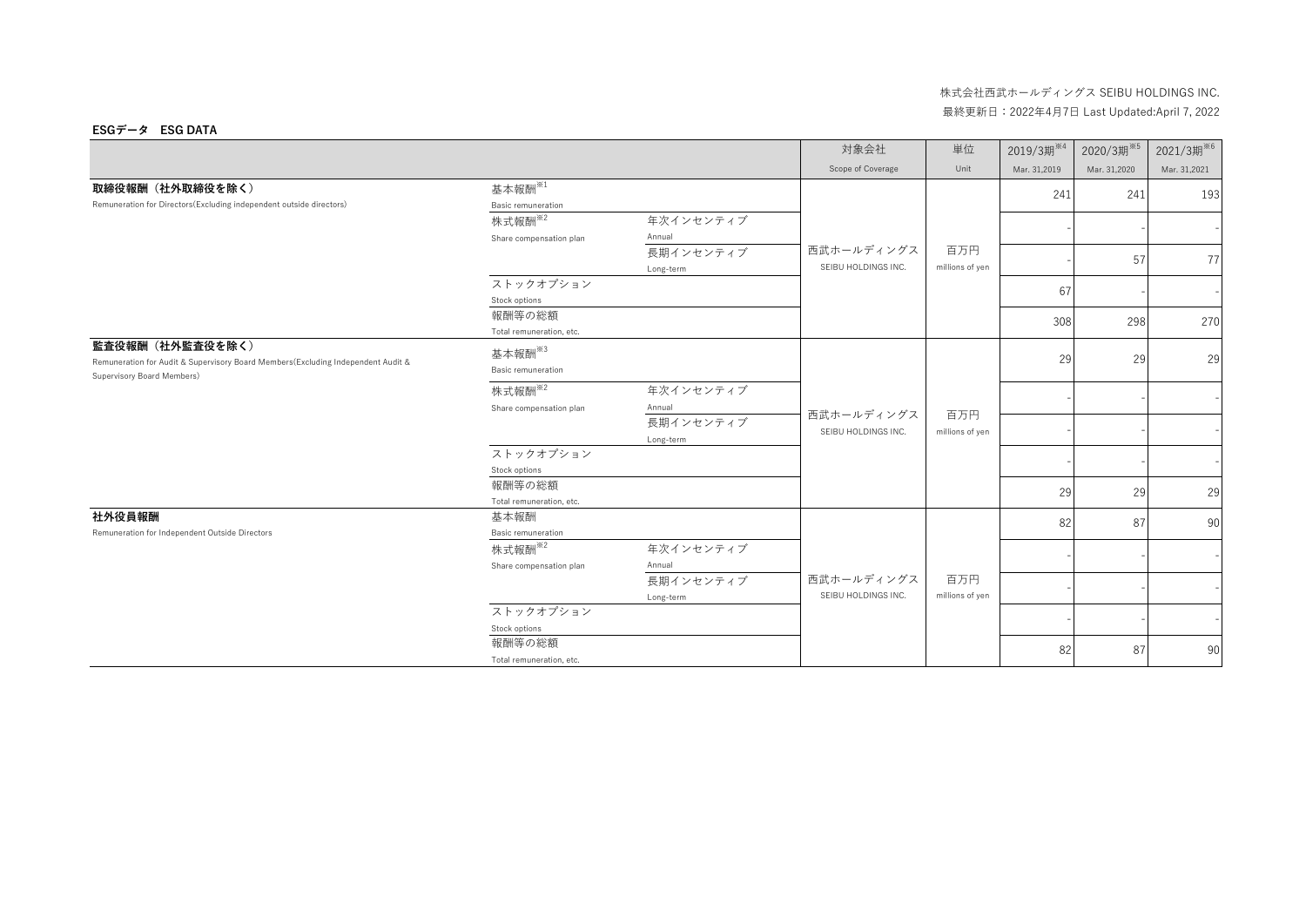株式会社西武ホールディングス SEIBU HOLDINGS INC.

最終更新日：2022年4月7日 Last Updated:April 7, 2022

**ESGデータ　ESG DATA**

| | | | 対象会社<br>Scope of Coverage | 単位<br>Unit | 2019/3期※4<br>Mar. 31,2019 | 2020/3期※5<br>Mar. 31,2020 | 2021/3期※6<br>Mar. 31,2021 |
|---|---|---|---|---|---|---|---|
| **取締役報酬（社外取締役を除く）**<br>Remuneration for Directors(Excluding independent outside directors) | 基本報酬※1<br>Basic remuneration | | 西武ホールディングス<br>SEIBU HOLDINGS INC. | 百万円<br>millions of yen | 241 | 241 | 193 |
| | 株式報酬※2<br>Share compensation plan | 年次インセンティブ<br>Annual | | | - | - | - |
| | | 長期インセンティブ<br>Long-term | | | - | 57 | 77 |
| | ストックオプション<br>Stock options | | | | 67 | - | - |
| | 報酬等の総額<br>Total remuneration, etc. | | | | 308 | 298 | 270 |
| **監査役報酬（社外監査役を除く）**<br>Remuneration for Audit & Supervisory Board Members(Excluding Independent Audit & Supervisory Board Members) | 基本報酬※3<br>Basic remuneration | | 西武ホールディングス<br>SEIBU HOLDINGS INC. | 百万円<br>millions of yen | 29 | 29 | 29 |
| | 株式報酬※2<br>Share compensation plan | 年次インセンティブ<br>Annual | | | - | - | - |
| | | 長期インセンティブ<br>Long-term | | | - | - | - |
| | ストックオプション<br>Stock options | | | | - | - | - |
| | 報酬等の総額<br>Total remuneration, etc. | | | | 29 | 29 | 29 |
| **社外役員報酬**<br>Remuneration for Independent Outside Directors | 基本報酬<br>Basic remuneration | | 西武ホールディングス<br>SEIBU HOLDINGS INC. | 百万円<br>millions of yen | 82 | 87 | 90 |
| | 株式報酬※2<br>Share compensation plan | 年次インセンティブ<br>Annual | | | - | - | - |
| | | 長期インセンティブ<br>Long-term | | | - | - | - |
| | ストックオプション<br>Stock options | | | | - | - | - |
| | 報酬等の総額<br>Total remuneration, etc. | | | | 82 | 87 | 90 |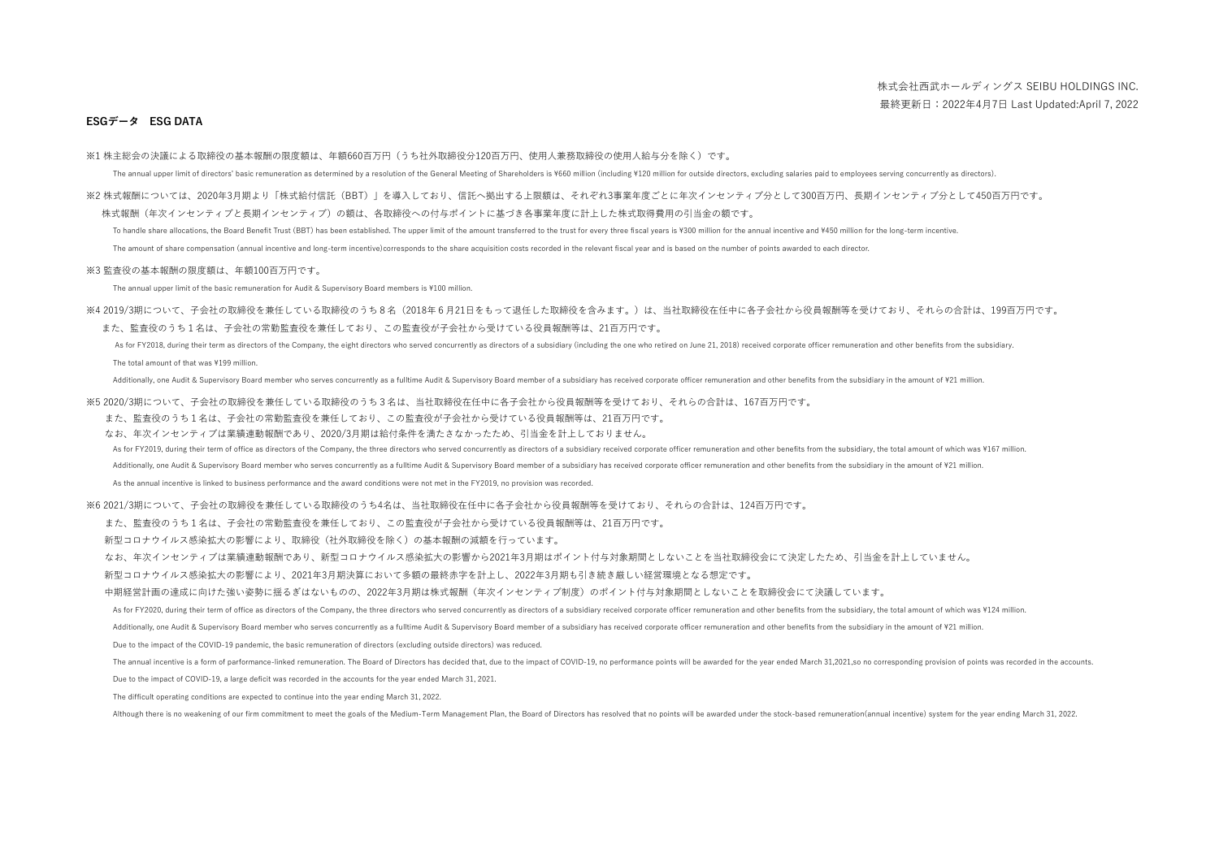株式会社西武ホールディングス SEIBU HOLDINGS INC.

最終更新日：2022年4月7日 Last Updated:April 7, 2022

**ESGデータ　ESG DATA**

※1 株主総会の決議による取締役の基本報酬の限度額は、年額660百万円（うち社外取締役分120百万円、使用人兼務取締役の使用人給与分を除く）です。

The annual upper limit of directors' basic remuneration as determined by a resolution of the General Meeting of Shareholders is ¥660 million (including ¥120 million for outside directors, excluding salaries paid to employees serving concurrently as directors).

※2 株式報酬については、2020年3月期より「株式給付信託（BBT）」を導入しており、信託へ拠出する上限額は、それぞれ3事業年度ごとに年次インセンティブ分として300百万円、長期インセンティブ分として450百万円です。

株式報酬（年次インセンティブと長期インセンティブ）の額は、各取締役への付与ポイントに基づき各事業年度に計上した株式取得費用の引当金の額です。

To handle share allocations, the Board Benefit Trust (BBT) has been established. The upper limit of the amount transferred to the trust for every three fiscal years is ¥300 million for the annual incentive and ¥450 million for the long-term incentive.

The amount of share compensation (annual incentive and long-term incentive)corresponds to the share acquisition costs recorded in the relevant fiscal year and is based on the number of points awarded to each director.

※3 監査役の基本報酬の限度額は、年額100百万円です。

The annual upper limit of the basic remuneration for Audit & Supervisory Board members is ¥100 million.

※4 2019/3期について、子会社の取締役を兼任している取締役のうち８名（2018年６月21日をもって退任した取締役を含みます。）は、当社取締役在任中に各子会社から役員報酬等を受けており、それらの合計は、199百万円です。

また、監査役のうち１名は、子会社の常勤監査役を兼任しており、この監査役が子会社から受けている役員報酬等は、21百万円です。

As for FY2018, during their term as directors of the Company, the eight directors who served concurrently as directors of a subsidiary (including the one who retired on June 21, 2018) received corporate officer remuneration and other benefits from the subsidiary.

The total amount of that was ¥199 million.

Additionally, one Audit & Supervisory Board member who serves concurrently as a fulltime Audit & Supervisory Board member of a subsidiary has received corporate officer remuneration and other benefits from the subsidiary in the amount of ¥21 million.

※5 2020/3期について、子会社の取締役を兼任している取締役のうち３名は、当社取締役在任中に各子会社から役員報酬等を受けており、それらの合計は、167百万円です。

また、監査役のうち１名は、子会社の常勤監査役を兼任しており、この監査役が子会社から受けている役員報酬等は、21百万円です。

なお、年次インセンティブは業績連動報酬であり、2020/3月期は給付条件を満たさなかったため、引当金を計上しておりません。

As for FY2019, during their term of office as directors of the Company, the three directors who served concurrently as directors of a subsidiary received corporate officer remuneration and other benefits from the subsidiary, the total amount of which was ¥167 million.

Additionally, one Audit & Supervisory Board member who serves concurrently as a fulltime Audit & Supervisory Board member of a subsidiary has received corporate officer remuneration and other benefits from the subsidiary in the amount of ¥21 million.

As the annual incentive is linked to business performance and the award conditions were not met in the FY2019, no provision was recorded.

※6 2021/3期について、子会社の取締役を兼任している取締役のうち4名は、当社取締役在任中に各子会社から役員報酬等を受けており、それらの合計は、124百万円です。

また、監査役のうち１名は、子会社の常勤監査役を兼任しており、この監査役が子会社から受けている役員報酬等は、21百万円です。

新型コロナウイルス感染拡大の影響により、取締役（社外取締役を除く）の基本報酬の減額を行っています。

なお、年次インセンティブは業績連動報酬であり、新型コロナウイルス感染拡大の影響から2021年3月期はポイント付与対象期間としないことを当社取締役会にて決定したため、引当金を計上していません。

新型コロナウイルス感染拡大の影響により、2021年3月期決算において多額の最終赤字を計上し、2022年3月期も引き続き厳しい経営環境となる想定です。

中期経営計画の達成に向けた強い姿勢に揺るぎはないものの、2022年3月期は株式報酬（年次インセンティブ制度）のポイント付与対象期間としないことを取締役会にて決議しています。

As for FY2020, during their term of office as directors of the Company, the three directors who served concurrently as directors of a subsidiary received corporate officer remuneration and other benefits from the subsidiary, the total amount of which was ¥124 million.

Additionally, one Audit & Supervisory Board member who serves concurrently as a fulltime Audit & Supervisory Board member of a subsidiary has received corporate officer remuneration and other benefits from the subsidiary in the amount of ¥21 million.

Due to the impact of the COVID-19 pandemic, the basic remuneration of directors (excluding outside directors) was reduced.

The annual incentive is a form of parformance-linked remuneration. The Board of Directors has decided that, due to the impact of COVID-19, no performance points will be awarded for the year ended March 31,2021,so no corresponding provision of points was recorded in the accounts.

Due to the impact of COVID-19, a large deficit was recorded in the accounts for the year ended March 31, 2021.

The difficult operating conditions are expected to continue into the year ending March 31, 2022.

Although there is no weakening of our firm commitment to meet the goals of the Medium-Term Management Plan, the Board of Directors has resolved that no points will be awarded under the stock-based remuneration(annual incentive) system for the year ending March 31, 2022.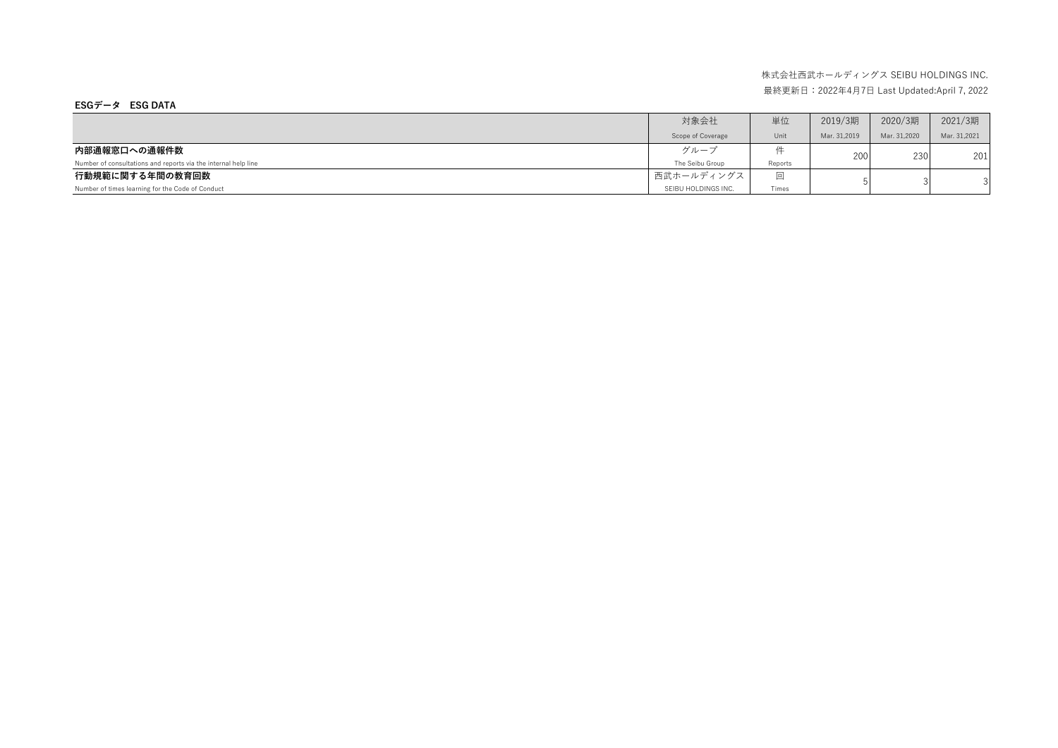株式会社西武ホールディングス SEIBU HOLDINGS INC.

最終更新日：2022年4月7日 Last Updated:April 7, 2022

**ESGデータ　ESG DATA**

| | 対象会社<br>Scope of Coverage | 単位<br>Unit | 2019/3期<br>Mar. 31,2019 | 2020/3期<br>Mar. 31,2020 | 2021/3期<br>Mar. 31,2021 |
|---|---|---|---|---|---|
| **内部通報窓口への通報件数**<br>Number of consultations and reports via the internal help line | グループ<br>The Seibu Group | 件<br>Reports | 200 | 230 | 201 |
| **行動規範に関する年間の教育回数**<br>Number of times learning for the Code of Conduct | 西武ホールディングス<br>SEIBU HOLDINGS INC. | 回<br>Times | 5 | 3 | 3 |